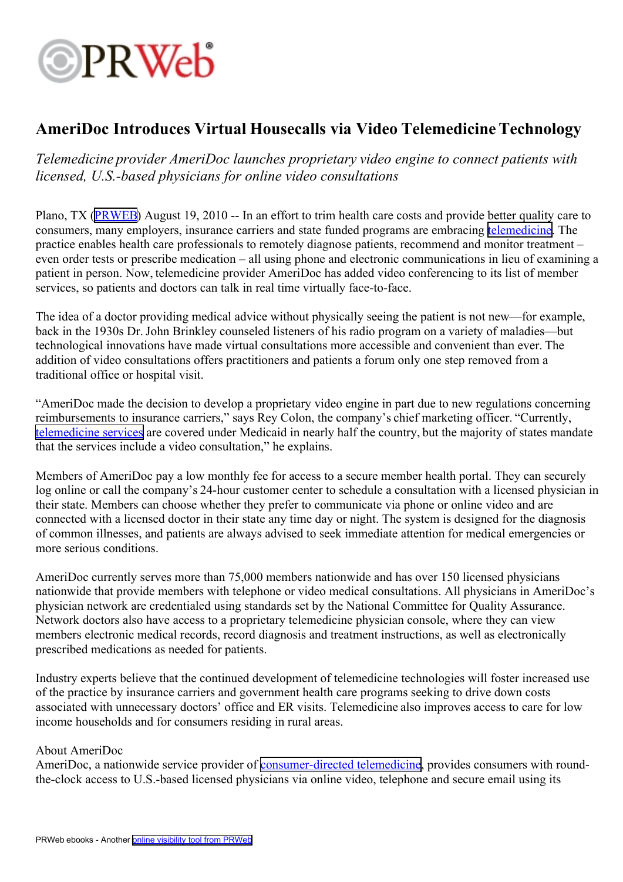# AmeriDoc Introduces Virtual Housecalls via Video Telemedicine Technology

*Telemedicine provider AmeriDoc launches proprietary video engine to connect patients with licensed, U.S.-based physicians for online video consultations*

Plano, TX (PRWEB) August 19, 2010 -- In an effort to trim health care costs and provide better quality care to consumers, many employers, insurance carriers and state funded programs are embracing telemedicine. The practice enables health care professionals to remotely diagnose patients, recommend and monitor treatment – even order tests or prescribe medication – all using phone and electronic communications in lieu of examining a patient in person. Now, telemedicine provider AmeriDoc has added video conferencing to its list of member services, so patients and doctors can talk in real time virtually face-to-face.

The idea of a doctor providing medical advice without physically seeing the patient is not new—for example, back in the 1930s Dr. John Brinkley counseled listeners of his radio program on a variety of maladies—but technological innovations have made virtual consultations more accessible and convenient than ever. The addition of video consultations offers practitioners and patients a forum only one step removed from a traditional office or hospital visit.

"AmeriDoc made the decision to develop a proprietary video engine in part due to new regulations concerning reimbursements to insurance carriers," says Rey Colon, the company's chief marketing officer. "Currently, telemedicine services are covered under Medicaid in nearly half the country, but the majority of states mandate that the services include a video consultation," he explains.

Members of AmeriDoc pay a low monthly fee for access to a secure member health portal. They can securely log online or call the company's 24-hour customer center to schedule a consultation with a licensed physician in their state. Members can choose whether they prefer to communicate via phone or online video and are connected with a licensed doctor in their state any time day or night. The system is designed for the diagnosis of common illnesses, and patients are always advised to seek immediate attention for medical emergencies or more serious conditions.

AmeriDoc currently serves more than 75,000 members nationwide and has over 150 licensed physicians nationwide that provide members with telephone or video medical consultations. All physicians in AmeriDoc's physician network are credentialed using standards set by the National Committee for Quality Assurance. Network doctors also have access to a proprietary telemedicine physician console, where they can view members electronic medical records, record diagnosis and treatment instructions, as well as electronically prescribed medications as needed for patients.

Industry experts believe that the continued development of telemedicine technologies will foster increased use of the practice by insurance carriers and government health care programs seeking to drive down costs associated with unnecessary doctors' office and ER visits. Telemedicine also improves access to care for low income households and for consumers residing in rural areas.

About AmeriDoc
AmeriDoc, a nationwide service provider of consumer-directed telemedicine, provides consumers with round-the-clock access to U.S.-based licensed physicians via online video, telephone and secure email using its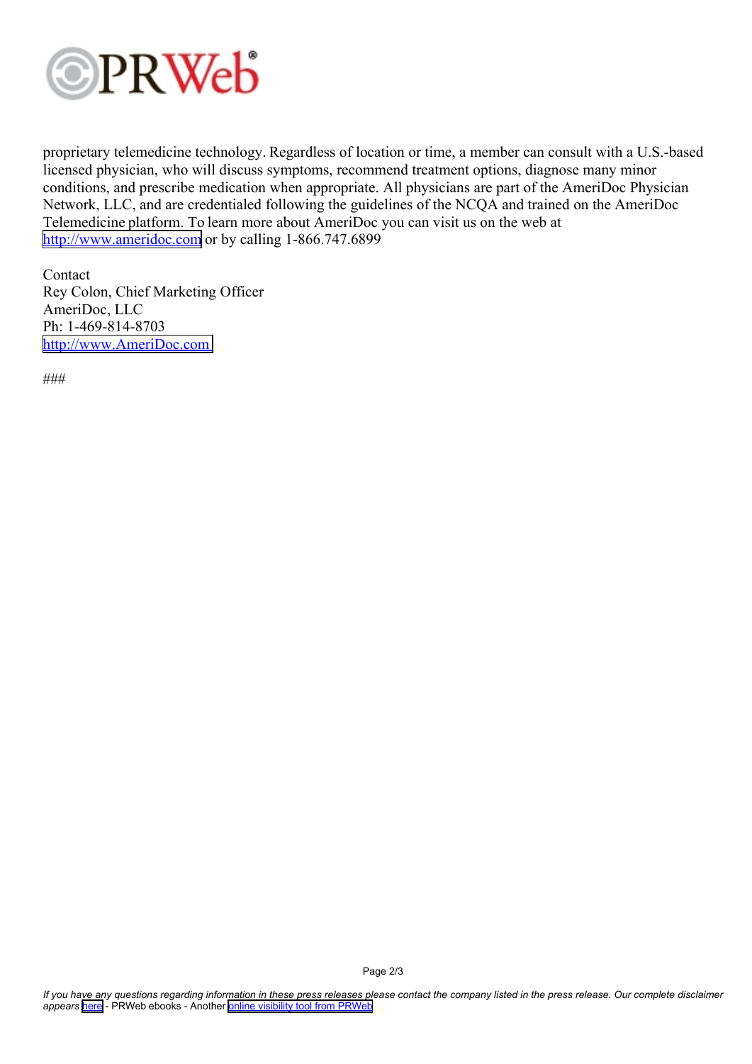proprietary telemedicine technology. Regardless of location or time, a member can consult with a U.S.-based licensed physician, who will discuss symptoms, recommend treatment options, diagnose many minor conditions, and prescribe medication when appropriate. All physicians are part of the AmeriDoc Physician Network, LLC, and are credentialed following the guidelines of the NCQA and trained on the AmeriDoc Telemedicine platform. To learn more about AmeriDoc you can visit us on the web at http://www.ameridoc.com or by calling 1-866.747.6899

Contact
Rey Colon, Chief Marketing Officer
AmeriDoc, LLC
Ph: 1-469-814-8703
http://www.AmeriDoc.com

###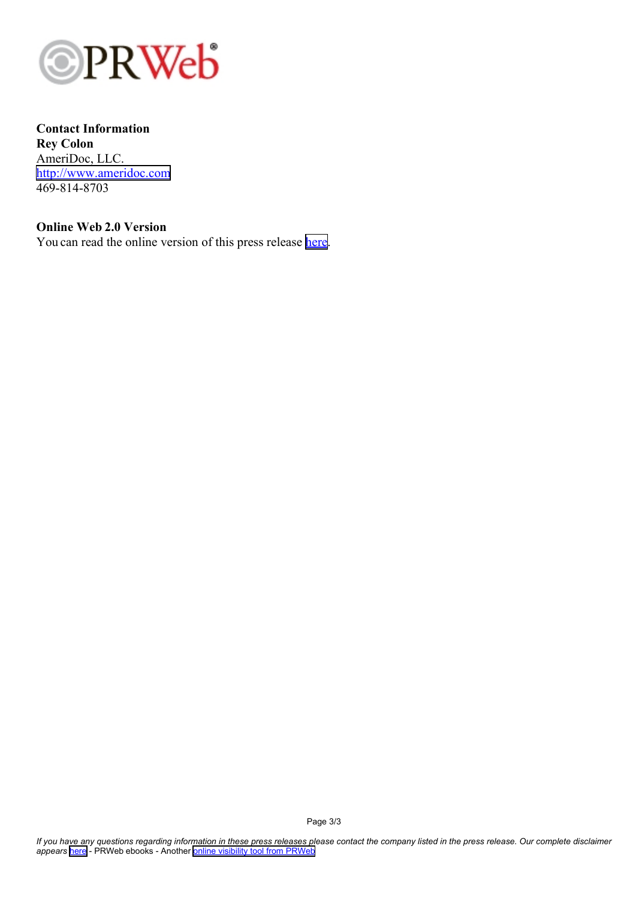**Contact Information**
**Rey Colon**
AmeriDoc, LLC.
http://www.ameridoc.com
469-814-8703

**Online Web 2.0 Version**
You can read the online version of this press release here.

*If you have any questions regarding information in these press releases please contact the company listed in the press release. Our complete disclaimer appears here* - PRWeb ebooks - Another online visibility tool from PRWeb